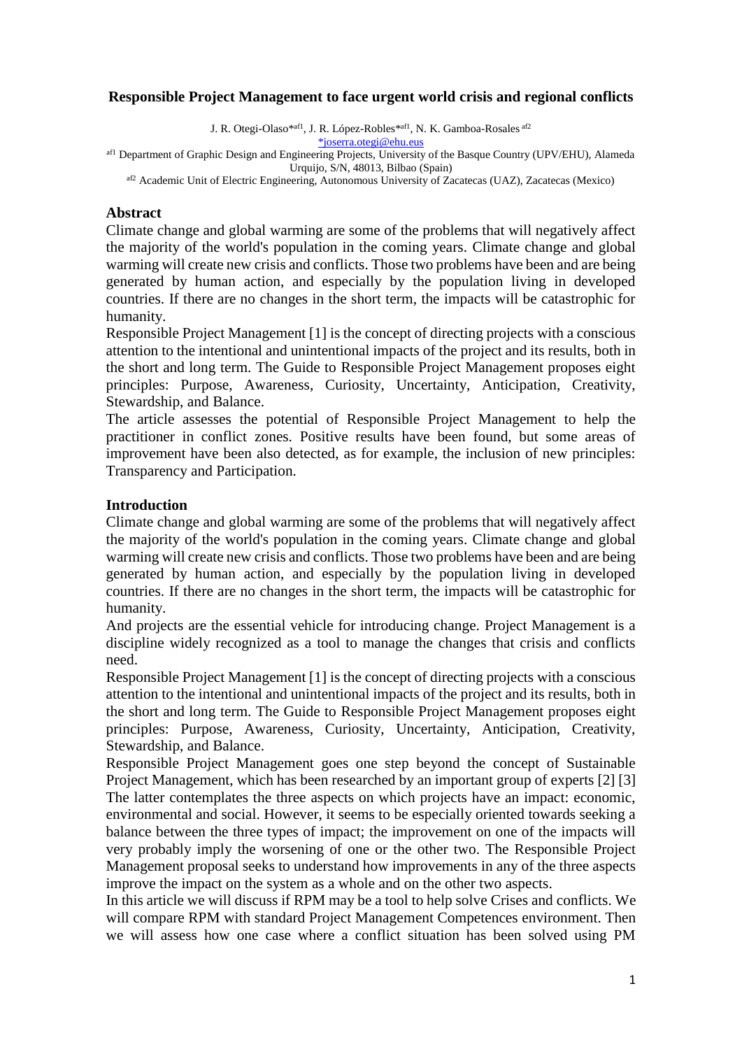# Responsible Project Management to face urgent world crisis and regional conflicts

J. R. Otegi-Olaso*[af1], J. R. López-Robles*[af1], N. K. Gamboa-Rosales [af2]

*joserra.otegi@ehu.eus

[af1] Department of Graphic Design and Engineering Projects, University of the Basque Country (UPV/EHU), Alameda Urquijo, S/N, 48013, Bilbao (Spain)

[af2] Academic Unit of Electric Engineering, Autonomous University of Zacatecas (UAZ), Zacatecas (Mexico)

## Abstract

Climate change and global warming are some of the problems that will negatively affect the majority of the world's population in the coming years. Climate change and global warming will create new crisis and conflicts. Those two problems have been and are being generated by human action, and especially by the population living in developed countries. If there are no changes in the short term, the impacts will be catastrophic for humanity.

Responsible Project Management [1] is the concept of directing projects with a conscious attention to the intentional and unintentional impacts of the project and its results, both in the short and long term. The Guide to Responsible Project Management proposes eight principles: Purpose, Awareness, Curiosity, Uncertainty, Anticipation, Creativity, Stewardship, and Balance.

The article assesses the potential of Responsible Project Management to help the practitioner in conflict zones. Positive results have been found, but some areas of improvement have been also detected, as for example, the inclusion of new principles: Transparency and Participation.

## Introduction

Climate change and global warming are some of the problems that will negatively affect the majority of the world's population in the coming years. Climate change and global warming will create new crisis and conflicts. Those two problems have been and are being generated by human action, and especially by the population living in developed countries. If there are no changes in the short term, the impacts will be catastrophic for humanity.

And projects are the essential vehicle for introducing change. Project Management is a discipline widely recognized as a tool to manage the changes that crisis and conflicts need.

Responsible Project Management [1] is the concept of directing projects with a conscious attention to the intentional and unintentional impacts of the project and its results, both in the short and long term. The Guide to Responsible Project Management proposes eight principles: Purpose, Awareness, Curiosity, Uncertainty, Anticipation, Creativity, Stewardship, and Balance.

Responsible Project Management goes one step beyond the concept of Sustainable Project Management, which has been researched by an important group of experts [2] [3] The latter contemplates the three aspects on which projects have an impact: economic, environmental and social. However, it seems to be especially oriented towards seeking a balance between the three types of impact; the improvement on one of the impacts will very probably imply the worsening of one or the other two. The Responsible Project Management proposal seeks to understand how improvements in any of the three aspects improve the impact on the system as a whole and on the other two aspects.

In this article we will discuss if RPM may be a tool to help solve Crises and conflicts. We will compare RPM with standard Project Management Competences environment. Then we will assess how one case where a conflict situation has been solved using PM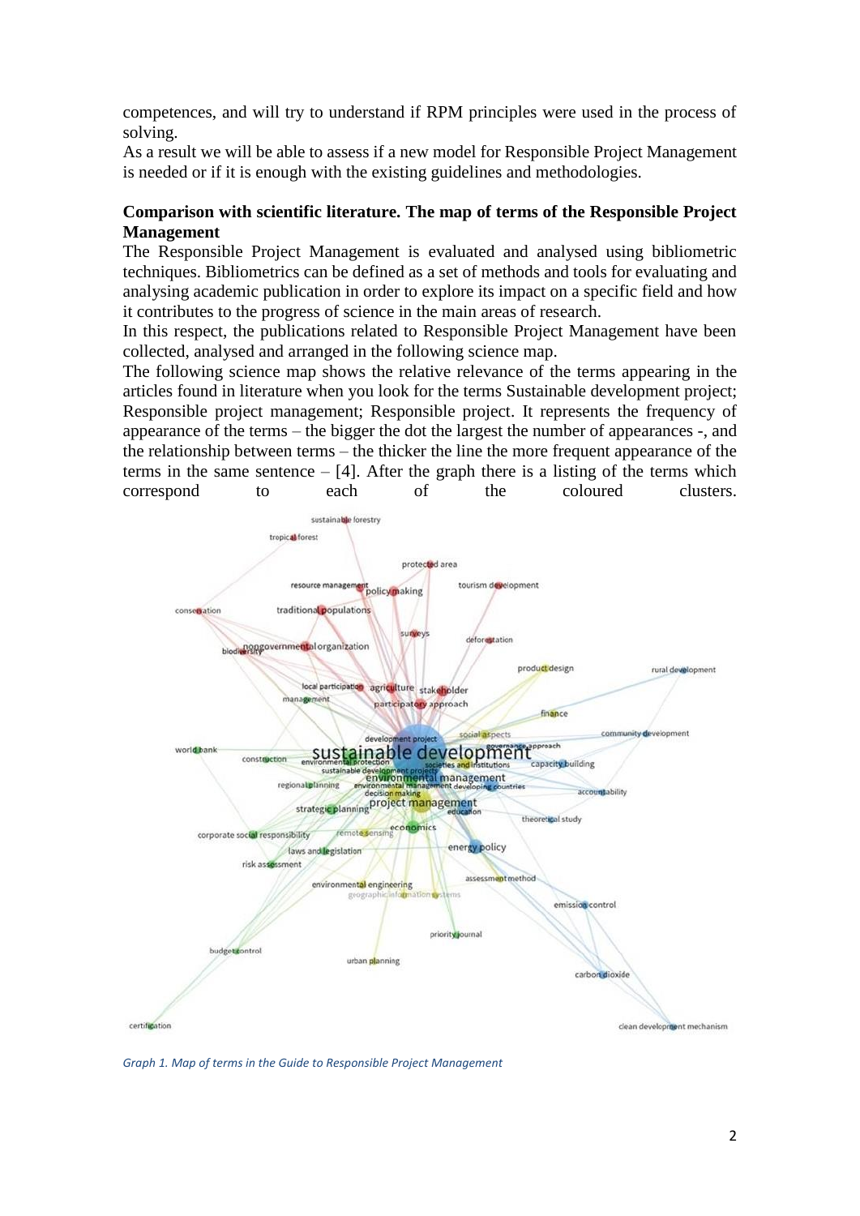competences, and will try to understand if RPM principles were used in the process of solving.

As a result we will be able to assess if a new model for Responsible Project Management is needed or if it is enough with the existing guidelines and methodologies.

**Comparison with scientific literature. The map of terms of the Responsible Project Management**

The Responsible Project Management is evaluated and analysed using bibliometric techniques. Bibliometrics can be defined as a set of methods and tools for evaluating and analysing academic publication in order to explore its impact on a specific field and how it contributes to the progress of science in the main areas of research.

In this respect, the publications related to Responsible Project Management have been collected, analysed and arranged in the following science map.

The following science map shows the relative relevance of the terms appearing in the articles found in literature when you look for the terms Sustainable development project; Responsible project management; Responsible project. It represents the frequency of appearance of the terms – the bigger the dot the largest the number of appearances -, and the relationship between terms – the thicker the line the more frequent appearance of the terms in the same sentence – [4]. After the graph there is a listing of the terms which correspond to each of the coloured clusters.

*Graph 1. Map of terms in the Guide to Responsible Project Management*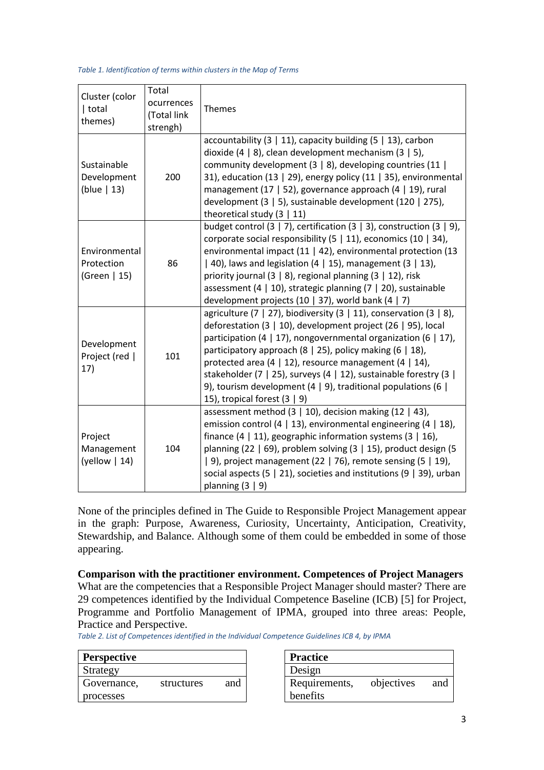*Table 1. Identification of terms within clusters in the Map of Terms*

| Cluster (color \| total themes) | Total ocurrences (Total link strengh) | Themes |
|---|---|---|
| Sustainable Development (blue \| 13) | 200 | accountability (3 \| 11), capacity building (5 \| 13), carbon dioxide (4 \| 8), clean development mechanism (3 \| 5), community development (3 \| 8), developing countries (11 \| 31), education (13 \| 29), energy policy (11 \| 35), environmental management (17 \| 52), governance approach (4 \| 19), rural development (3 \| 5), sustainable development (120 \| 275), theoretical study (3 \| 11) |
| Environmental Protection (Green \| 15) | 86 | budget control (3 \| 7), certification (3 \| 3), construction (3 \| 9), corporate social responsibility (5 \| 11), economics (10 \| 34), environmental impact (11 \| 42), environmental protection (13 \| 40), laws and legislation (4 \| 15), management (3 \| 13), priority journal (3 \| 8), regional planning (3 \| 12), risk assessment (4 \| 10), strategic planning (7 \| 20), sustainable development projects (10 \| 37), world bank (4 \| 7) |
| Development Project (red \| 17) | 101 | agriculture (7 \| 27), biodiversity (3 \| 11), conservation (3 \| 8), deforestation (3 \| 10), development project (26 \| 95), local participation (4 \| 17), nongovernmental organization (6 \| 17), participatory approach (8 \| 25), policy making (6 \| 18), protected area (4 \| 12), resource management (4 \| 14), stakeholder (7 \| 25), surveys (4 \| 12), sustainable forestry (3 \| 9), tourism development (4 \| 9), traditional populations (6 \| 15), tropical forest (3 \| 9) |
| Project Management (yellow \| 14) | 104 | assessment method (3 \| 10), decision making (12 \| 43), emission control (4 \| 13), environmental engineering (4 \| 18), finance (4 \| 11), geographic information systems (3 \| 16), planning (22 \| 69), problem solving (3 \| 15), product design (5 \| 9), project management (22 \| 76), remote sensing (5 \| 19), social aspects (5 \| 21), societies and institutions (9 \| 39), urban planning (3 \| 9) |

None of the principles defined in The Guide to Responsible Project Management appear in the graph: Purpose, Awareness, Curiosity, Uncertainty, Anticipation, Creativity, Stewardship, and Balance. Although some of them could be embedded in some of those appearing.

**Comparison with the practitioner environment. Competences of Project Managers**

What are the competencies that a Responsible Project Manager should master? There are 29 competences identified by the Individual Competence Baseline (ICB) [5] for Project, Programme and Portfolio Management of IPMA, grouped into three areas: People, Practice and Perspective.

*Table 2. List of Competences identified in the Individual Competence Guidelines ICB 4, by IPMA*

| **Perspective** |
|---|
| Strategy |
| Governance, structures and processes |

| **Practice** |
|---|
| Design |
| Requirements, objectives and benefits |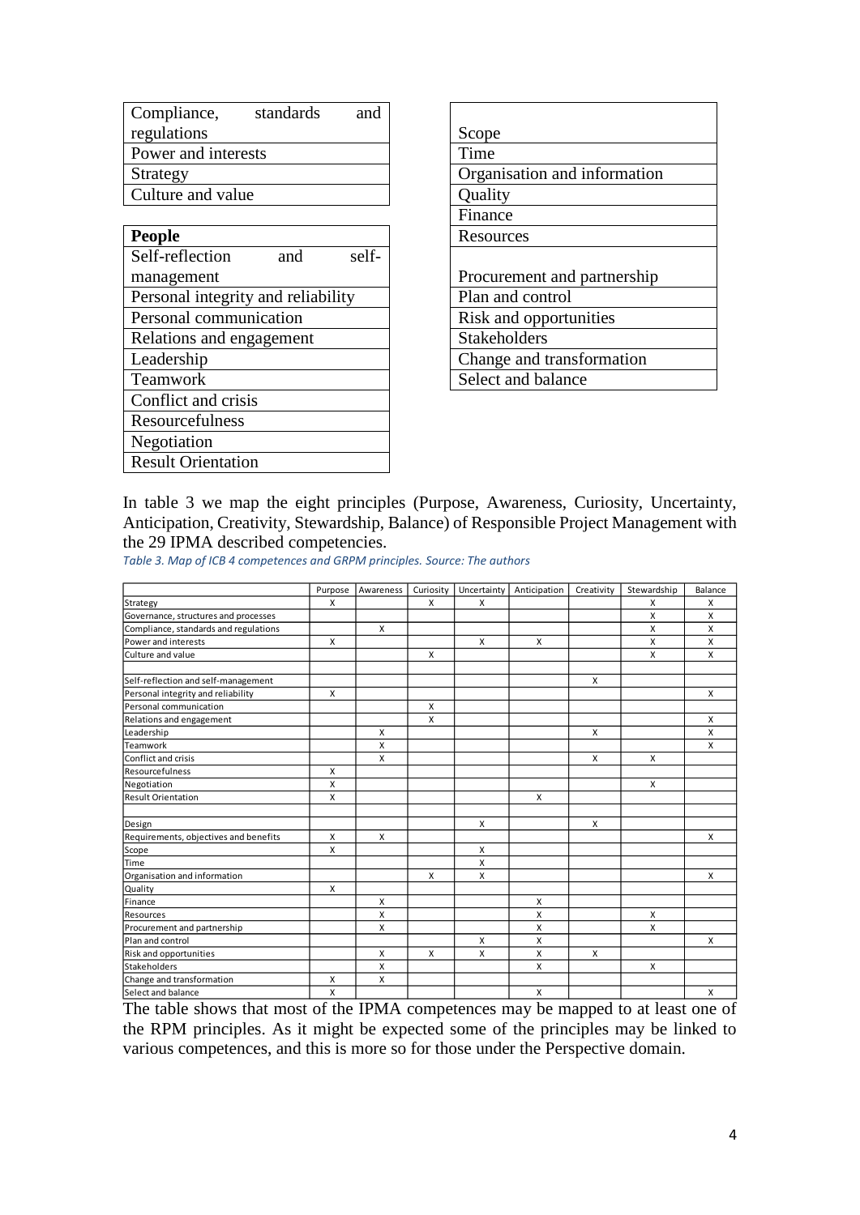| Compliance, standards and regulations |
| --- |
| Power and interests |
| Strategy |
| Culture and value |

| People |
| --- |
| Self-reflection and self-management |
| Personal integrity and reliability |
| Personal communication |
| Relations and engagement |
| Leadership |
| Teamwork |
| Conflict and crisis |
| Resourcefulness |
| Negotiation |
| Result Orientation |

| |
| --- |
| Scope |
| Time |
| Organisation and information |
| Quality |
| Finance |
| Resources |
| Procurement and partnership |
| Plan and control |
| Risk and opportunities |
| Stakeholders |
| Change and transformation |
| Select and balance |

In table 3 we map the eight principles (Purpose, Awareness, Curiosity, Uncertainty, Anticipation, Creativity, Stewardship, Balance) of Responsible Project Management with the 29 IPMA described competencies.

*Table 3. Map of ICB 4 competences and GRPM principles. Source: The authors*

| | Purpose | Awareness | Curiosity | Uncertainty | Anticipation | Creativity | Stewardship | Balance |
| --- | --- | --- | --- | --- | --- | --- | --- | --- |
| Strategy | X | | X | X | | | X | X |
| Governance, structures and processes | | | | | | | X | X |
| Compliance, standards and regulations | | X | | | | | X | X |
| Power and interests | X | | | X | X | | X | X |
| Culture and value | | | X | | | | X | X |
| | | | | | | | | |
| Self-reflection and self-management | | | | | | X | | |
| Personal integrity and reliability | X | | | | | | | X |
| Personal communication | | | X | | | | | |
| Relations and engagement | | | X | | | | | X |
| Leadership | | X | | | | X | | X |
| Teamwork | | X | | | | | | X |
| Conflict and crisis | | X | | | | X | X | |
| Resourcefulness | X | | | | | | | |
| Negotiation | X | | | | | | X | |
| Result Orientation | X | | | | X | | | |
| | | | | | | | | |
| Design | | | | X | | X | | |
| Requirements, objectives and benefits | X | X | | | | | | X |
| Scope | X | | | X | | | | |
| Time | | | | X | | | | |
| Organisation and information | | | X | X | | | | X |
| Quality | X | | | | | | | |
| Finance | | X | | | X | | | |
| Resources | | X | | | X | | X | |
| Procurement and partnership | | X | | | X | | X | |
| Plan and control | | | | X | X | | | X |
| Risk and opportunities | | X | X | X | X | X | | |
| Stakeholders | | X | | | X | | X | |
| Change and transformation | X | X | | | | | | |
| Select and balance | X | | | | X | | | X |

The table shows that most of the IPMA competences may be mapped to at least one of the RPM principles. As it might be expected some of the principles may be linked to various competences, and this is more so for those under the Perspective domain.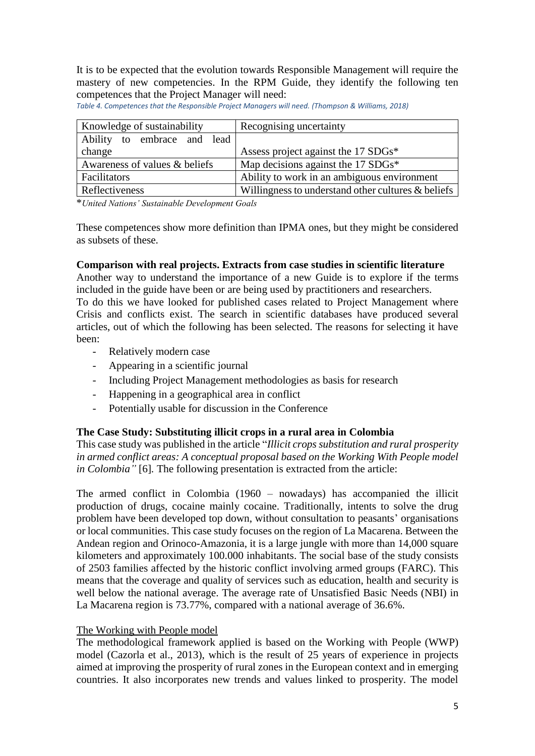It is to be expected that the evolution towards Responsible Management will require the mastery of new competencies. In the RPM Guide, they identify the following ten competences that the Project Manager will need:

*Table 4. Competences that the Responsible Project Managers will need. (Thompson & Williams, 2018)*

| Knowledge of sustainability | Recognising uncertainty |
|---|---|
| Ability to embrace and lead change | Assess project against the 17 SDGs* |
| Awareness of values & beliefs | Map decisions against the 17 SDGs* |
| Facilitators | Ability to work in an ambiguous environment |
| Reflectiveness | Willingness to understand other cultures & beliefs |

**United Nations' Sustainable Development Goals*

These competences show more definition than IPMA ones, but they might be considered as subsets of these.

**Comparison with real projects. Extracts from case studies in scientific literature**

Another way to understand the importance of a new Guide is to explore if the terms included in the guide have been or are being used by practitioners and researchers.

To do this we have looked for published cases related to Project Management where Crisis and conflicts exist. The search in scientific databases have produced several articles, out of which the following has been selected. The reasons for selecting it have been:

- Relatively modern case
- Appearing in a scientific journal
- Including Project Management methodologies as basis for research
- Happening in a geographical area in conflict
- Potentially usable for discussion in the Conference

**The Case Study: Substituting illicit crops in a rural area in Colombia**

This case study was published in the article "*Illicit crops substitution and rural prosperity in armed conflict areas: A conceptual proposal based on the Working With People model in Colombia"* [6]. The following presentation is extracted from the article:

The armed conflict in Colombia (1960 – nowadays) has accompanied the illicit production of drugs, cocaine mainly cocaine. Traditionally, intents to solve the drug problem have been developed top down, without consultation to peasants' organisations or local communities. This case study focuses on the region of La Macarena. Between the Andean region and Orinoco-Amazonia, it is a large jungle with more than 14,000 square kilometers and approximately 100.000 inhabitants. The social base of the study consists of 2503 families affected by the historic conflict involving armed groups (FARC). This means that the coverage and quality of services such as education, health and security is well below the national average. The average rate of Unsatisfied Basic Needs (NBI) in La Macarena region is 73.77%, compared with a national average of 36.6%.

<u>The Working with People model</u>

The methodological framework applied is based on the Working with People (WWP) model (Cazorla et al., 2013), which is the result of 25 years of experience in projects aimed at improving the prosperity of rural zones in the European context and in emerging countries. It also incorporates new trends and values linked to prosperity. The model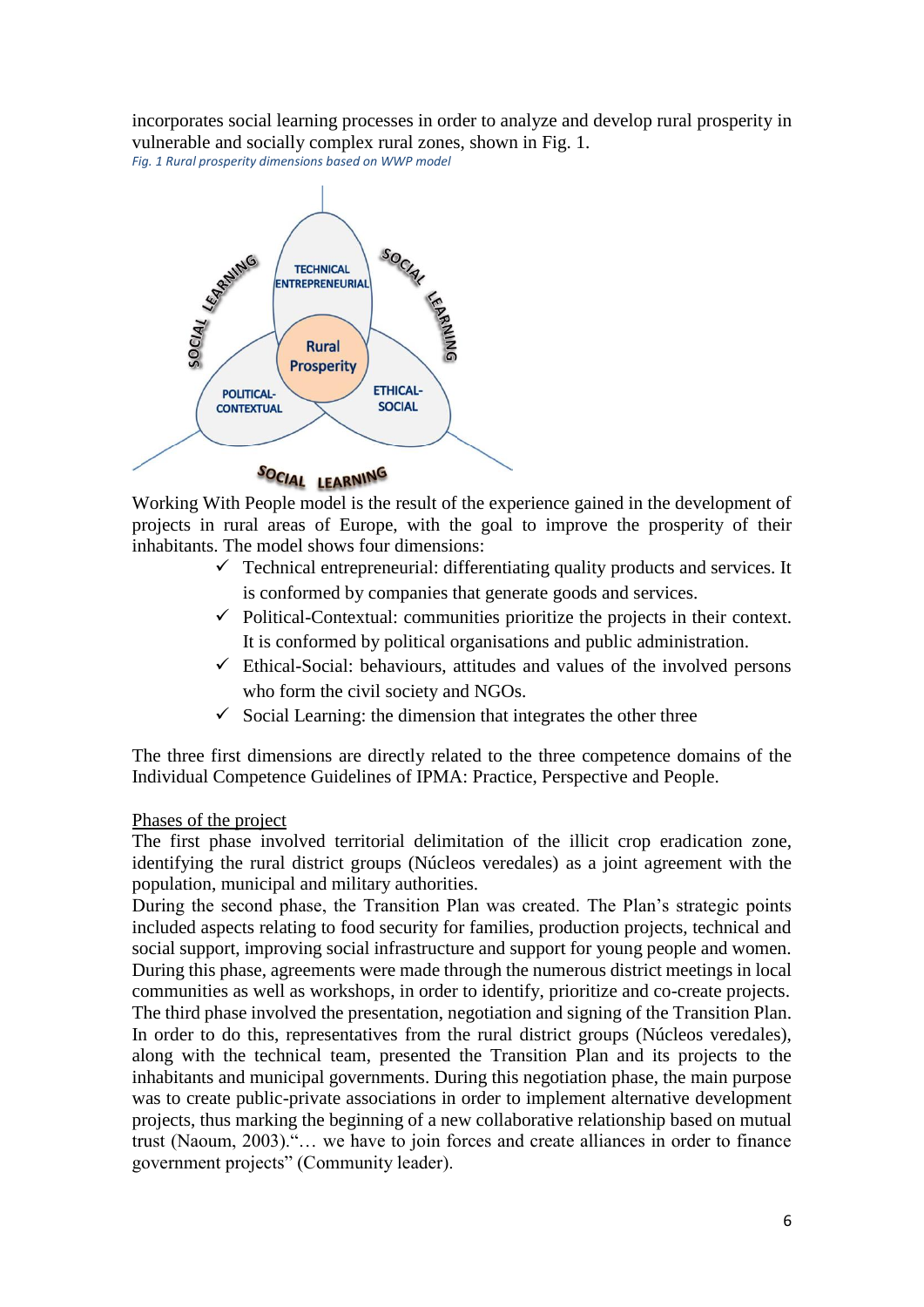incorporates social learning processes in order to analyze and develop rural prosperity in vulnerable and socially complex rural zones, shown in Fig. 1.

*Fig. 1 Rural prosperity dimensions based on WWP model*

Working With People model is the result of the experience gained in the development of projects in rural areas of Europe, with the goal to improve the prosperity of their inhabitants. The model shows four dimensions:

- ✓ Technical entrepreneurial: differentiating quality products and services. It is conformed by companies that generate goods and services.
- ✓ Political-Contextual: communities prioritize the projects in their context. It is conformed by political organisations and public administration.
- ✓ Ethical-Social: behaviours, attitudes and values of the involved persons who form the civil society and NGOs.
- ✓ Social Learning: the dimension that integrates the other three

The three first dimensions are directly related to the three competence domains of the Individual Competence Guidelines of IPMA: Practice, Perspective and People.

Phases of the project

The first phase involved territorial delimitation of the illicit crop eradication zone, identifying the rural district groups (Núcleos veredales) as a joint agreement with the population, municipal and military authorities.

During the second phase, the Transition Plan was created. The Plan's strategic points included aspects relating to food security for families, production projects, technical and social support, improving social infrastructure and support for young people and women. During this phase, agreements were made through the numerous district meetings in local communities as well as workshops, in order to identify, prioritize and co-create projects.

The third phase involved the presentation, negotiation and signing of the Transition Plan. In order to do this, representatives from the rural district groups (Núcleos veredales), along with the technical team, presented the Transition Plan and its projects to the inhabitants and municipal governments. During this negotiation phase, the main purpose was to create public-private associations in order to implement alternative development projects, thus marking the beginning of a new collaborative relationship based on mutual trust (Naoum, 2003).“… we have to join forces and create alliances in order to finance government projects” (Community leader).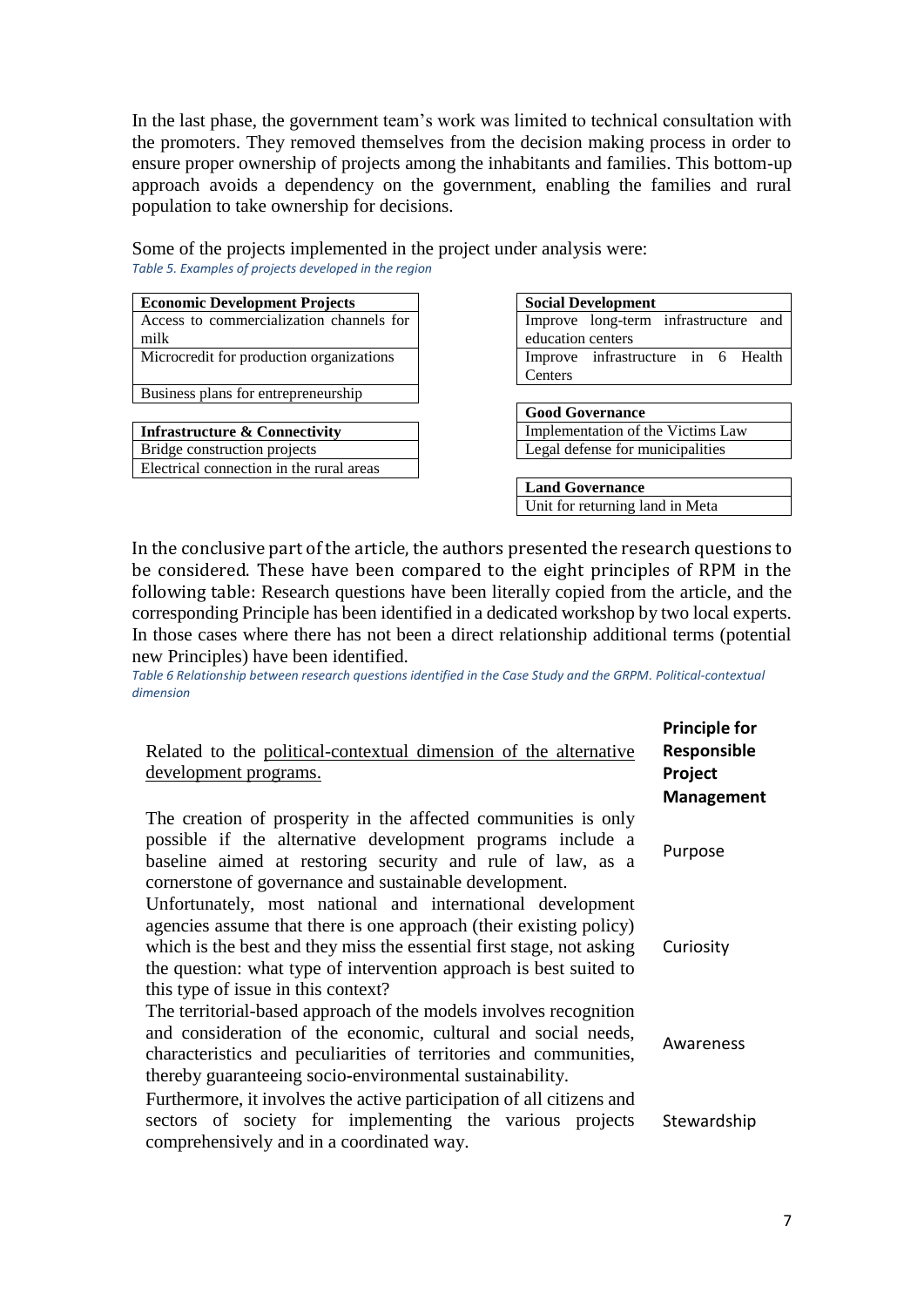In the last phase, the government team's work was limited to technical consultation with the promoters. They removed themselves from the decision making process in order to ensure proper ownership of projects among the inhabitants and families. This bottom-up approach avoids a dependency on the government, enabling the families and rural population to take ownership for decisions.

Some of the projects implemented in the project under analysis were:

*Table 5. Examples of projects developed in the region*

| **Economic Development Projects** |
|---|
| Access to commercialization channels for milk |
| Microcredit for production organizations |
| Business plans for entrepreneurship |

| **Infrastructure & Connectivity** |
|---|
| Bridge construction projects |
| Electrical connection in the rural areas |

| **Social Development** |
|---|
| Improve long-term infrastructure and education centers |
| Improve infrastructure in 6 Health Centers |

| **Good Governance** |
|---|
| Implementation of the Victims Law |
| Legal defense for municipalities |

| **Land Governance** |
|---|
| Unit for returning land in Meta |

In the conclusive part of the article, the authors presented the research questions to be considered. These have been compared to the eight principles of RPM in the following table: Research questions have been literally copied from the article, and the corresponding Principle has been identified in a dedicated workshop by two local experts. In those cases where there has not been a direct relationship additional terms (potential new Principles) have been identified.

*Table 6 Relationship between research questions identified in the Case Study and the GRPM. Political-contextual dimension*

| Related to the political-contextual dimension of the alternative development programs. | **Principle for Responsible Project Management** |
|---|---|
| The creation of prosperity in the affected communities is only possible if the alternative development programs include a baseline aimed at restoring security and rule of law, as a cornerstone of governance and sustainable development. | Purpose |
| Unfortunately, most national and international development agencies assume that there is one approach (their existing policy) which is the best and they miss the essential first stage, not asking the question: what type of intervention approach is best suited to this type of issue in this context? | Curiosity |
| The territorial-based approach of the models involves recognition and consideration of the economic, cultural and social needs, characteristics and peculiarities of territories and communities, thereby guaranteeing socio-environmental sustainability. | Awareness |
| Furthermore, it involves the active participation of all citizens and sectors of society for implementing the various projects comprehensively and in a coordinated way. | Stewardship |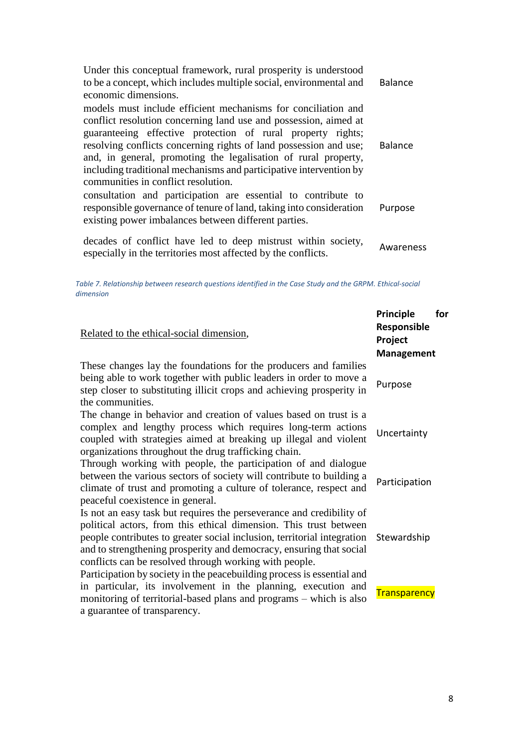| | |
|---|---|
| Under this conceptual framework, rural prosperity is understood to be a concept, which includes multiple social, environmental and economic dimensions. | Balance |
| models must include efficient mechanisms for conciliation and conflict resolution concerning land use and possession, aimed at guaranteeing effective protection of rural property rights; resolving conflicts concerning rights of land possession and use; and, in general, promoting the legalisation of rural property, including traditional mechanisms and participative intervention by communities in conflict resolution. | Balance |
| consultation and participation are essential to contribute to responsible governance of tenure of land, taking into consideration existing power imbalances between different parties. | Purpose |
| decades of conflict have led to deep mistrust within society, especially in the territories most affected by the conflicts. | Awareness |

*Table 7. Relationship between research questions identified in the Case Study and the GRPM. Ethical-social dimension*

| Related to the ethical-social dimension, | **Principle for Responsible Project Management** |
|---|---|
| These changes lay the foundations for the producers and families being able to work together with public leaders in order to move a step closer to substituting illicit crops and achieving prosperity in the communities. | Purpose |
| The change in behavior and creation of values based on trust is a complex and lengthy process which requires long-term actions coupled with strategies aimed at breaking up illegal and violent organizations throughout the drug trafficking chain. | Uncertainty |
| Through working with people, the participation of and dialogue between the various sectors of society will contribute to building a climate of trust and promoting a culture of tolerance, respect and peaceful coexistence in general. | Participation |
| Is not an easy task but requires the perseverance and credibility of political actors, from this ethical dimension. This trust between people contributes to greater social inclusion, territorial integration and to strengthening prosperity and democracy, ensuring that social conflicts can be resolved through working with people. | Stewardship |
| Participation by society in the peacebuilding process is essential and in particular, its involvement in the planning, execution and monitoring of territorial-based plans and programs – which is also a guarantee of transparency. | Transparency |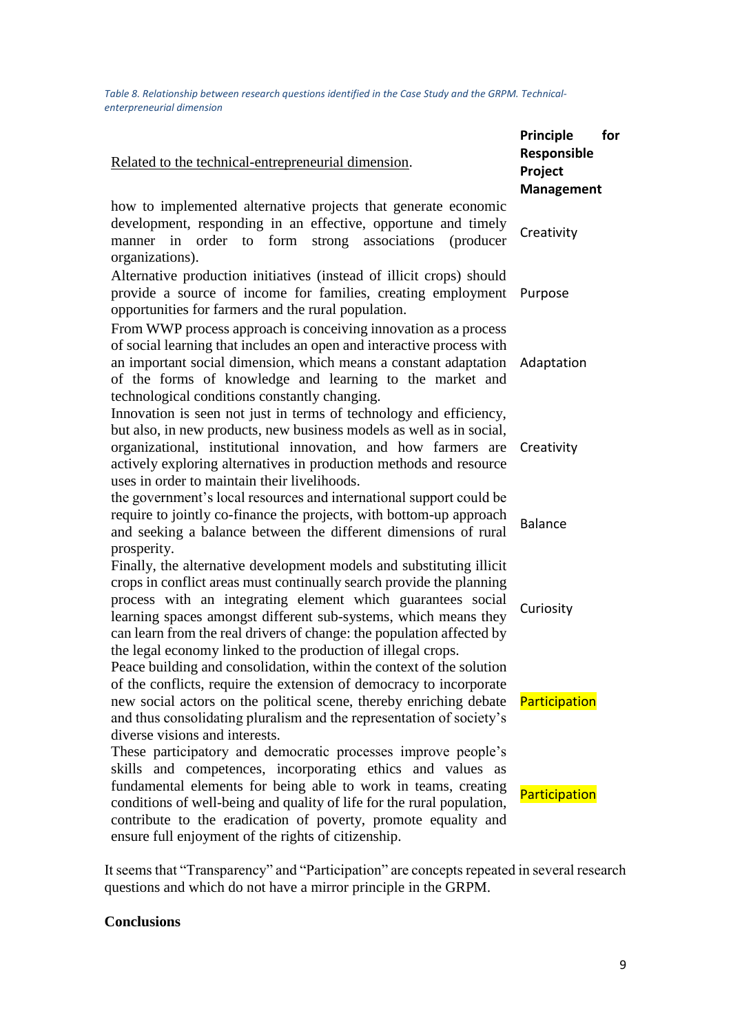*Table 8. Relationship between research questions identified in the Case Study and the GRPM. Technical-enterprenuerial dimension*

| Related to the technical-entrepreneurial dimension. | **Principle for Responsible Project Management** |
|---|---|
| how to implemented alternative projects that generate economic development, responding in an effective, opportune and timely manner in order to form strong associations (producer organizations). | Creativity |
| Alternative production initiatives (instead of illicit crops) should provide a source of income for families, creating employment opportunities for farmers and the rural population. | Purpose |
| From WWP process approach is conceiving innovation as a process of social learning that includes an open and interactive process with an important social dimension, which means a constant adaptation of the forms of knowledge and learning to the market and technological conditions constantly changing. | Adaptation |
| Innovation is seen not just in terms of technology and efficiency, but also, in new products, new business models as well as in social, organizational, institutional innovation, and how farmers are actively exploring alternatives in production methods and resource uses in order to maintain their livelihoods. | Creativity |
| the government's local resources and international support could be require to jointly co-finance the projects, with bottom-up approach and seeking a balance between the different dimensions of rural prosperity. | Balance |
| Finally, the alternative development models and substituting illicit crops in conflict areas must continually search provide the planning process with an integrating element which guarantees social learning spaces amongst different sub-systems, which means they can learn from the real drivers of change: the population affected by the legal economy linked to the production of illegal crops. | Curiosity |
| Peace building and consolidation, within the context of the solution of the conflicts, require the extension of democracy to incorporate new social actors on the political scene, thereby enriching debate and thus consolidating pluralism and the representation of society's diverse visions and interests. | Participation |
| These participatory and democratic processes improve people's skills and competences, incorporating ethics and values as fundamental elements for being able to work in teams, creating conditions of well-being and quality of life for the rural population, contribute to the eradication of poverty, promote equality and ensure full enjoyment of the rights of citizenship. | Participation |

It seems that "Transparency" and "Participation" are concepts repeated in several research questions and which do not have a mirror principle in the GRPM.

## Conclusions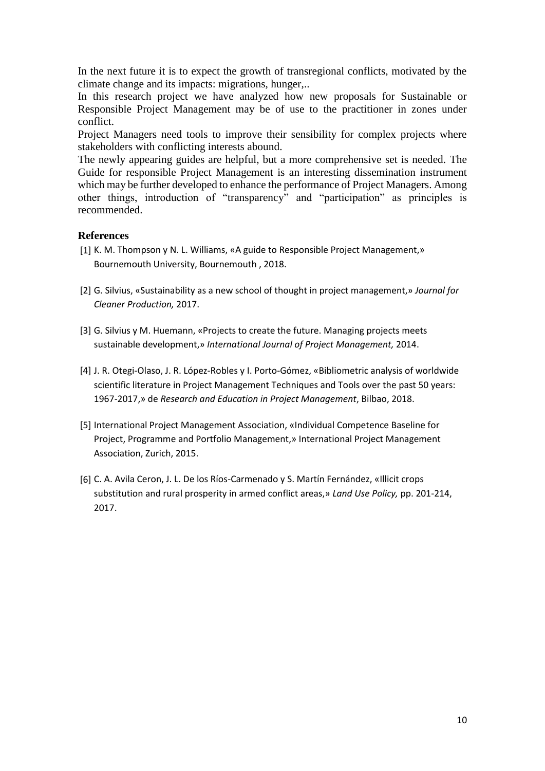In the next future it is to expect the growth of transregional conflicts, motivated by the climate change and its impacts: migrations, hunger,..

In this research project we have analyzed how new proposals for Sustainable or Responsible Project Management may be of use to the practitioner in zones under conflict.

Project Managers need tools to improve their sensibility for complex projects where stakeholders with conflicting interests abound.

The newly appearing guides are helpful, but a more comprehensive set is needed. The Guide for responsible Project Management is an interesting dissemination instrument which may be further developed to enhance the performance of Project Managers. Among other things, introduction of "transparency" and "participation" as principles is recommended.

## References

[1] K. M. Thompson y N. L. Williams, «A guide to Responsible Project Management,» Bournemouth University, Bournemouth , 2018.

[2] G. Silvius, «Sustainability as a new school of thought in project management,» *Journal for Cleaner Production,* 2017.

[3] G. Silvius y M. Huemann, «Projects to create the future. Managing projects meets sustainable development,» *International Journal of Project Management,* 2014.

[4] J. R. Otegi-Olaso, J. R. López-Robles y I. Porto-Gómez, «Bibliometric analysis of worldwide scientific literature in Project Management Techniques and Tools over the past 50 years: 1967-2017,» de *Research and Education in Project Management*, Bilbao, 2018.

[5] International Project Management Association, «Individual Competence Baseline for Project, Programme and Portfolio Management,» International Project Management Association, Zurich, 2015.

[6] C. A. Avila Ceron, J. L. De los Ríos-Carmenado y S. Martín Fernández, «Illicit crops substitution and rural prosperity in armed conflict areas,» *Land Use Policy,* pp. 201-214, 2017.